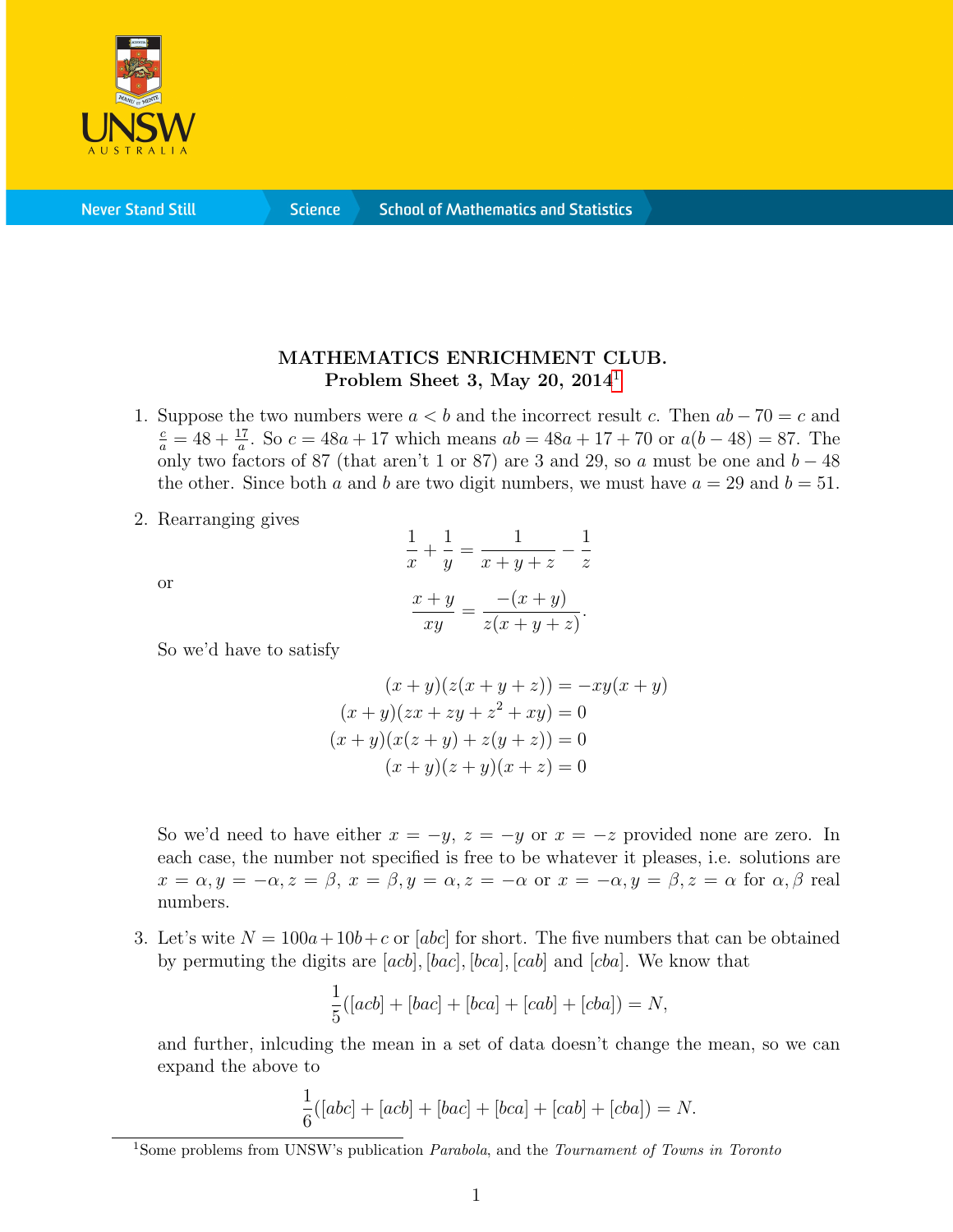**MATHEMATICS ENRICHMENT CLUB.**
**Problem Sheet 3, May 20, 2014**[1]

1. Suppose the two numbers were $a < b$ and the incorrect result $c$. Then $ab - 70 = c$ and $\frac{c}{a} = 48 + \frac{17}{a}$. So $c = 48a + 17$ which means $ab = 48a + 17 + 70$ or $a(b - 48) = 87$. The only two factors of 87 (that aren't 1 or 87) are 3 and 29, so $a$ must be one and $b - 48$ the other. Since both $a$ and $b$ are two digit numbers, we must have $a = 29$ and $b = 51$.

2. Rearranging gives
$$\frac{1}{x} + \frac{1}{y} = \frac{1}{x+y+z} - \frac{1}{z}$$
or
$$\frac{x+y}{xy} = \frac{-(x+y)}{z(x+y+z)}.$$
So we'd have to satisfy
$$\begin{aligned}
(x+y)(z(x+y+z)) &= -xy(x+y) \\
(x+y)(zx + zy + z^2 + xy) &= 0 \\
(x+y)(x(z+y) + z(y+z)) &= 0 \\
(x+y)(z+y)(x+z) &= 0
\end{aligned}$$
So we'd need to have either $x = -y$, $z = -y$ or $x = -z$ provided none are zero. In each case, the number not specified is free to be whatever it pleases, i.e. solutions are $x = \alpha, y = -\alpha, z = \beta$, $x = \beta, y = \alpha, z = -\alpha$ or $x = -\alpha, y = \beta, z = \alpha$ for $\alpha, \beta$ real numbers.

3. Let's wite $N = 100a + 10b + c$ or $[abc]$ for short. The five numbers that can be obtained by permuting the digits are $[acb], [bac], [bca], [cab]$ and $[cba]$. We know that
$$\frac{1}{5}([acb] + [bac] + [bca] + [cab] + [cba]) = N,$$
and further, inlcuding the mean in a set of data doesn't change the mean, so we can expand the above to
$$\frac{1}{6}([abc] + [acb] + [bac] + [bca] + [cab] + [cba]) = N.$$

[1] Some problems from UNSW's publication *Parabola*, and the *Tournament of Towns in Toronto*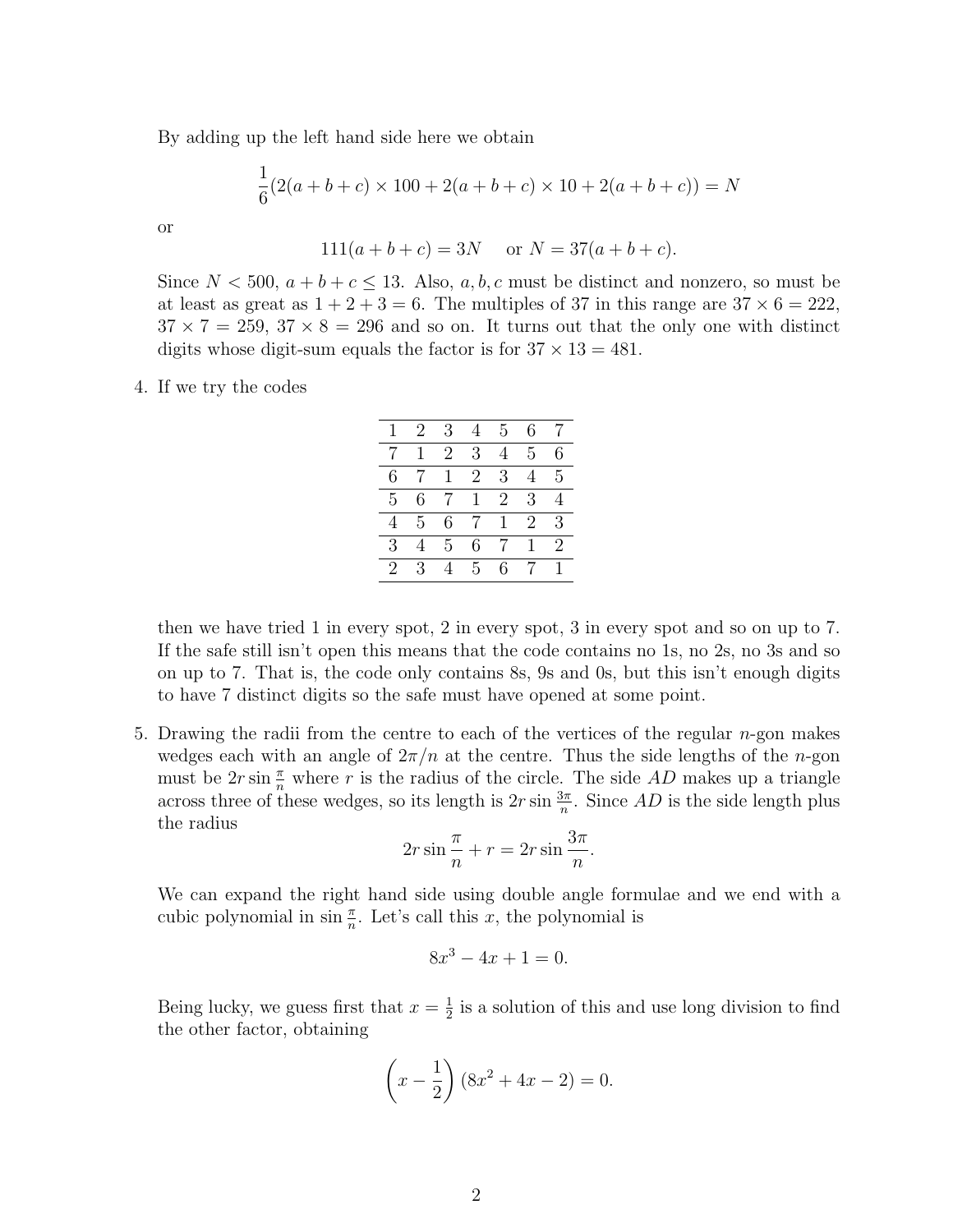By adding up the left hand side here we obtain

$$\frac{1}{6}(2(a+b+c)\times 100 + 2(a+b+c)\times 10 + 2(a+b+c)) = N$$

or

$$111(a+b+c) = 3N \quad \text{ or } N = 37(a+b+c).$$

Since $N < 500$, $a+b+c \leq 13$. Also, $a, b, c$ must be distinct and nonzero, so must be at least as great as $1+2+3=6$. The multiples of 37 in this range are $37 \times 6 = 222$, $37 \times 7 = 259$, $37 \times 8 = 296$ and so on. It turns out that the only one with distinct digits whose digit-sum equals the factor is for $37 \times 13 = 481$.

4. If we try the codes

| 1 | 2 | 3 | 4 | 5 | 6 | 7 |
|---|---|---|---|---|---|---|
| 7 | 1 | 2 | 3 | 4 | 5 | 6 |
| 6 | 7 | 1 | 2 | 3 | 4 | 5 |
| 5 | 6 | 7 | 1 | 2 | 3 | 4 |
| 4 | 5 | 6 | 7 | 1 | 2 | 3 |
| 3 | 4 | 5 | 6 | 7 | 1 | 2 |
| 2 | 3 | 4 | 5 | 6 | 7 | 1 |

then we have tried 1 in every spot, 2 in every spot, 3 in every spot and so on up to 7. If the safe still isn't open this means that the code contains no 1s, no 2s, no 3s and so on up to 7. That is, the code only contains 8s, 9s and 0s, but this isn't enough digits to have 7 distinct digits so the safe must have opened at some point.

5. Drawing the radii from the centre to each of the vertices of the regular $n$-gon makes wedges each with an angle of $2\pi/n$ at the centre. Thus the side lengths of the $n$-gon must be $2r\sin\frac{\pi}{n}$ where $r$ is the radius of the circle. The side $AD$ makes up a triangle across three of these wedges, so its length is $2r\sin\frac{3\pi}{n}$. Since $AD$ is the side length plus the radius

$$2r\sin\frac{\pi}{n} + r = 2r\sin\frac{3\pi}{n}.$$

We can expand the right hand side using double angle formulae and we end with a cubic polynomial in $\sin\frac{\pi}{n}$. Let's call this $x$, the polynomial is

$$8x^3 - 4x + 1 = 0.$$

Being lucky, we guess first that $x = \frac{1}{2}$ is a solution of this and use long division to find the other factor, obtaining

$$\left(x - \frac{1}{2}\right)(8x^2 + 4x - 2) = 0.$$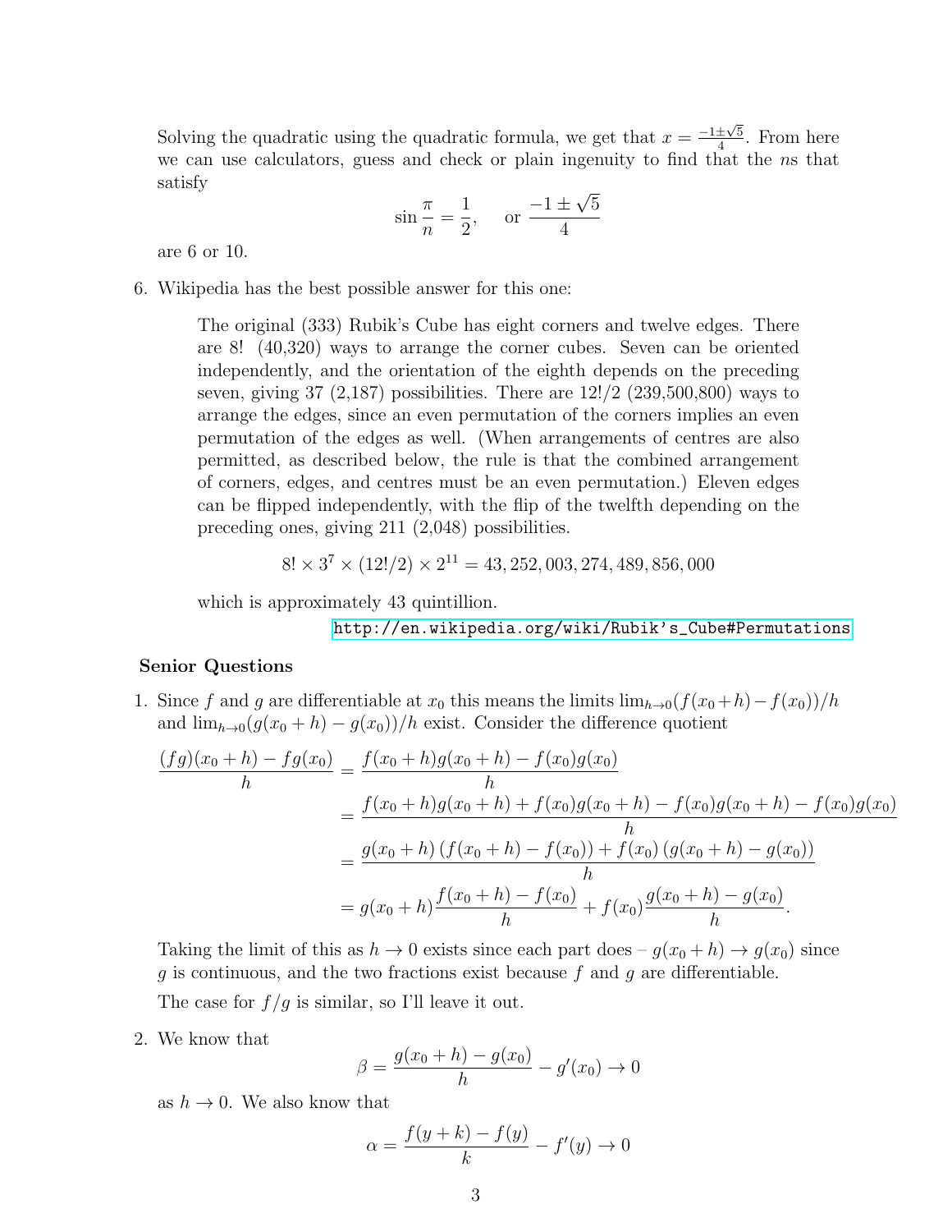Solving the quadratic using the quadratic formula, we get that $x = \frac{-1 \pm \sqrt{5}}{4}$. From here we can use calculators, guess and check or plain ingenuity to find that the $n$s that satisfy

$$\sin \frac{\pi}{n} = \frac{1}{2}, \quad \text{or } \frac{-1 \pm \sqrt{5}}{4}$$

are 6 or 10.

6. Wikipedia has the best possible answer for this one:

> The original (333) Rubik's Cube has eight corners and twelve edges. There are 8! (40,320) ways to arrange the corner cubes. Seven can be oriented independently, and the orientation of the eighth depends on the preceding seven, giving 37 (2,187) possibilities. There are 12!/2 (239,500,800) ways to arrange the edges, since an even permutation of the corners implies an even permutation of the edges as well. (When arrangements of centres are also permitted, as described below, the rule is that the combined arrangement of corners, edges, and centres must be an even permutation.) Eleven edges can be flipped independently, with the flip of the twelfth depending on the preceding ones, giving 211 (2,048) possibilities.
>
> $$8! \times 3^7 \times (12!/2) \times 2^{11} = 43,252,003,274,489,856,000$$
>
> which is approximately 43 quintillion.
>
> http://en.wikipedia.org/wiki/Rubik's_Cube#Permutations

**Senior Questions**

1. Since $f$ and $g$ are differentiable at $x_0$ this means the limits $\lim_{h \to 0}(f(x_0+h) - f(x_0))/h$ and $\lim_{h \to 0}(g(x_0+h) - g(x_0))/h$ exist. Consider the difference quotient

$$\begin{aligned}
\frac{(fg)(x_0+h) - fg(x_0)}{h} &= \frac{f(x_0+h)g(x_0+h) - f(x_0)g(x_0)}{h} \\
&= \frac{f(x_0+h)g(x_0+h) + f(x_0)g(x_0+h) - f(x_0)g(x_0+h) - f(x_0)g(x_0)}{h} \\
&= \frac{g(x_0+h)\left(f(x_0+h) - f(x_0)\right) + f(x_0)\left(g(x_0+h) - g(x_0)\right)}{h} \\
&= g(x_0+h)\frac{f(x_0+h) - f(x_0)}{h} + f(x_0)\frac{g(x_0+h) - g(x_0)}{h}.
\end{aligned}$$

Taking the limit of this as $h \to 0$ exists since each part does – $g(x_0+h) \to g(x_0)$ since $g$ is continuous, and the two fractions exist because $f$ and $g$ are differentiable.

The case for $f/g$ is similar, so I'll leave it out.

2. We know that

$$\beta = \frac{g(x_0+h) - g(x_0)}{h} - g'(x_0) \to 0$$

as $h \to 0$. We also know that

$$\alpha = \frac{f(y+k) - f(y)}{k} - f'(y) \to 0$$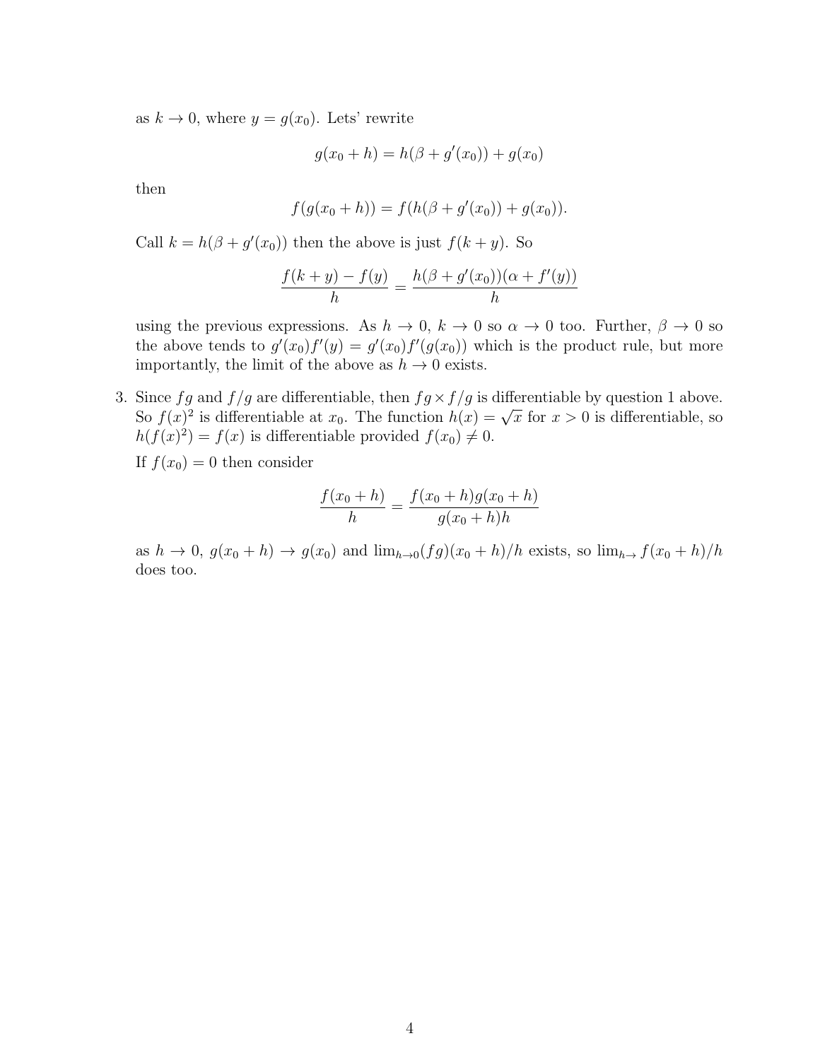as $k \to 0$, where $y = g(x_0)$. Lets' rewrite

$$g(x_0 + h) = h(\beta + g'(x_0)) + g(x_0)$$

then

$$f(g(x_0 + h)) = f(h(\beta + g'(x_0)) + g(x_0)).$$

Call $k = h(\beta + g'(x_0))$ then the above is just $f(k + y)$. So

$$\frac{f(k + y) - f(y)}{h} = \frac{h(\beta + g'(x_0))(\alpha + f'(y))}{h}$$

using the previous expressions. As $h \to 0$, $k \to 0$ so $\alpha \to 0$ too. Further, $\beta \to 0$ so the above tends to $g'(x_0)f'(y) = g'(x_0)f'(g(x_0))$ which is the product rule, but more importantly, the limit of the above as $h \to 0$ exists.

3. Since $fg$ and $f/g$ are differentiable, then $fg \times f/g$ is differentiable by question 1 above. So $f(x)^2$ is differentiable at $x_0$. The function $h(x) = \sqrt{x}$ for $x > 0$ is differentiable, so $h(f(x)^2) = f(x)$ is differentiable provided $f(x_0) \neq 0$.

   If $f(x_0) = 0$ then consider

   $$\frac{f(x_0 + h)}{h} = \frac{f(x_0 + h)g(x_0 + h)}{g(x_0 + h)h}$$

   as $h \to 0$, $g(x_0 + h) \to g(x_0)$ and $\lim_{h \to 0}(fg)(x_0 + h)/h$ exists, so $\lim_{h \to} f(x_0 + h)/h$ does too.